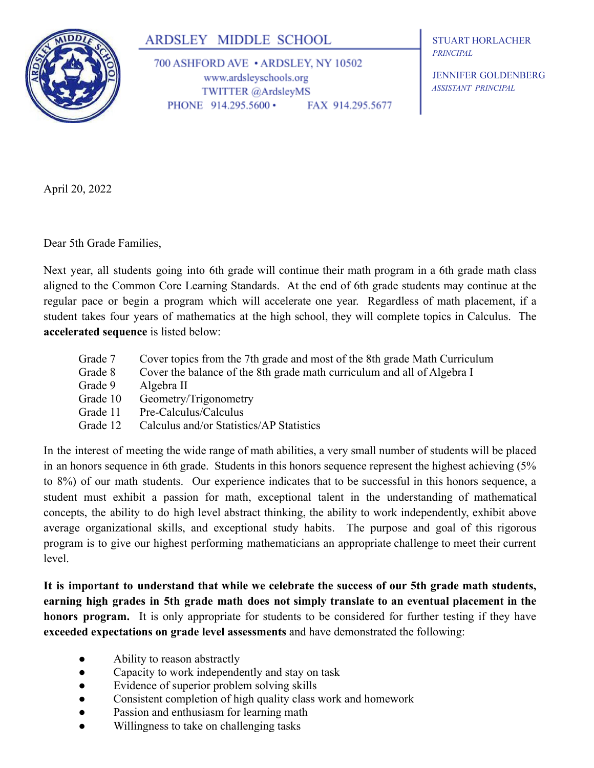# ARDSLEY MIDDLE SCHOOL

700 ASHFORD AVE • ARDSLEY, NY 10502
www.ardsleyschools.org
TWITTER @ArdsleyMS
PHONE 914.295.5600 • FAX 914.295.5677

STUART HORLACHER
*PRINCIPAL*

JENNIFER GOLDENBERG
*ASSISTANT PRINCIPAL*

April 20, 2022

Dear 5th Grade Families,

Next year, all students going into 6th grade will continue their math program in a 6th grade math class aligned to the Common Core Learning Standards. At the end of 6th grade students may continue at the regular pace or begin a program which will accelerate one year. Regardless of math placement, if a student takes four years of mathematics at the high school, they will complete topics in Calculus. The **accelerated sequence** is listed below:

| | |
|---|---|
| Grade 7 | Cover topics from the 7th grade and most of the 8th grade Math Curriculum |
| Grade 8 | Cover the balance of the 8th grade math curriculum and all of Algebra I |
| Grade 9 | Algebra II |
| Grade 10 | Geometry/Trigonometry |
| Grade 11 | Pre-Calculus/Calculus |
| Grade 12 | Calculus and/or Statistics/AP Statistics |

In the interest of meeting the wide range of math abilities, a very small number of students will be placed in an honors sequence in 6th grade. Students in this honors sequence represent the highest achieving (5% to 8%) of our math students. Our experience indicates that to be successful in this honors sequence, a student must exhibit a passion for math, exceptional talent in the understanding of mathematical concepts, the ability to do high level abstract thinking, the ability to work independently, exhibit above average organizational skills, and exceptional study habits. The purpose and goal of this rigorous program is to give our highest performing mathematicians an appropriate challenge to meet their current level.

**It is important to understand that while we celebrate the success of our 5th grade math students, earning high grades in 5th grade math does not simply translate to an eventual placement in the honors program.** It is only appropriate for students to be considered for further testing if they have **exceeded expectations on grade level assessments** and have demonstrated the following:

- Ability to reason abstractly
- Capacity to work independently and stay on task
- Evidence of superior problem solving skills
- Consistent completion of high quality class work and homework
- Passion and enthusiasm for learning math
- Willingness to take on challenging tasks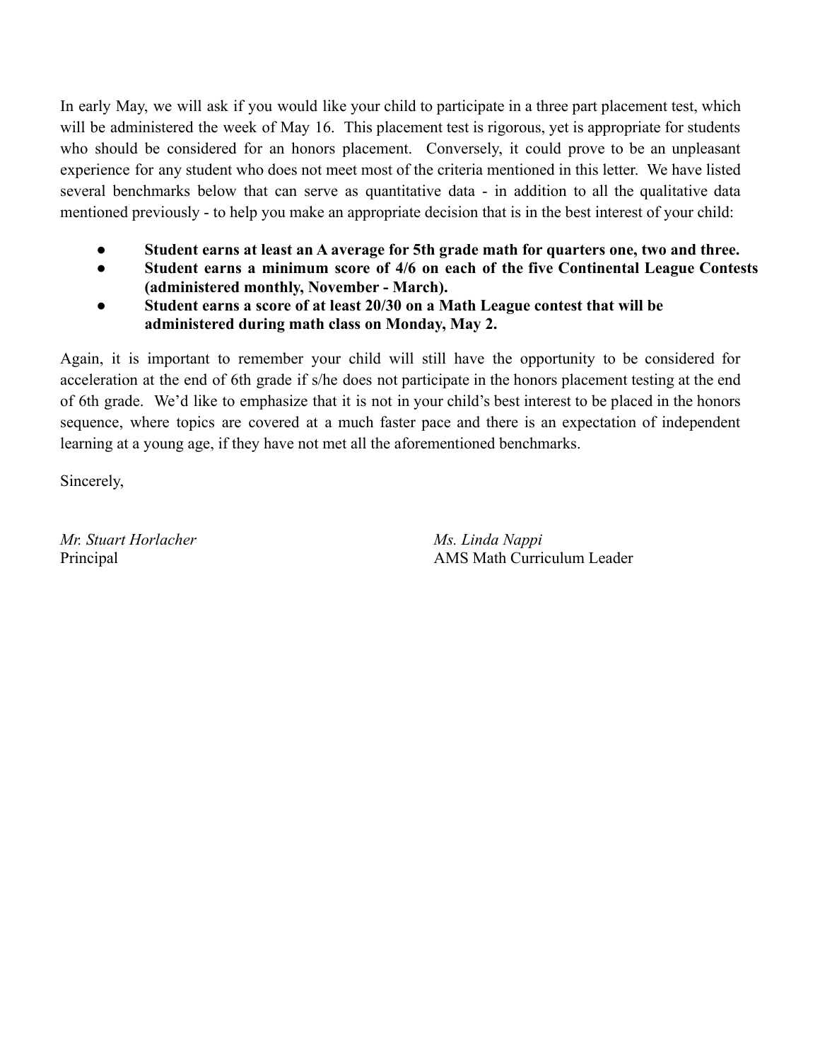In early May, we will ask if you would like your child to participate in a three part placement test, which will be administered the week of May 16. This placement test is rigorous, yet is appropriate for students who should be considered for an honors placement. Conversely, it could prove to be an unpleasant experience for any student who does not meet most of the criteria mentioned in this letter. We have listed several benchmarks below that can serve as quantitative data - in addition to all the qualitative data mentioned previously - to help you make an appropriate decision that is in the best interest of your child:

- **Student earns at least an A average for 5th grade math for quarters one, two and three.**
- **Student earns a minimum score of 4/6 on each of the five Continental League Contests (administered monthly, November - March).**
- **Student earns a score of at least 20/30 on a Math League contest that will be administered during math class on Monday, May 2.**

Again, it is important to remember your child will still have the opportunity to be considered for acceleration at the end of 6th grade if s/he does not participate in the honors placement testing at the end of 6th grade. We'd like to emphasize that it is not in your child's best interest to be placed in the honors sequence, where topics are covered at a much faster pace and there is an expectation of independent learning at a young age, if they have not met all the aforementioned benchmarks.

Sincerely,

*Mr. Stuart Horlacher*
Principal

*Ms. Linda Nappi*
AMS Math Curriculum Leader